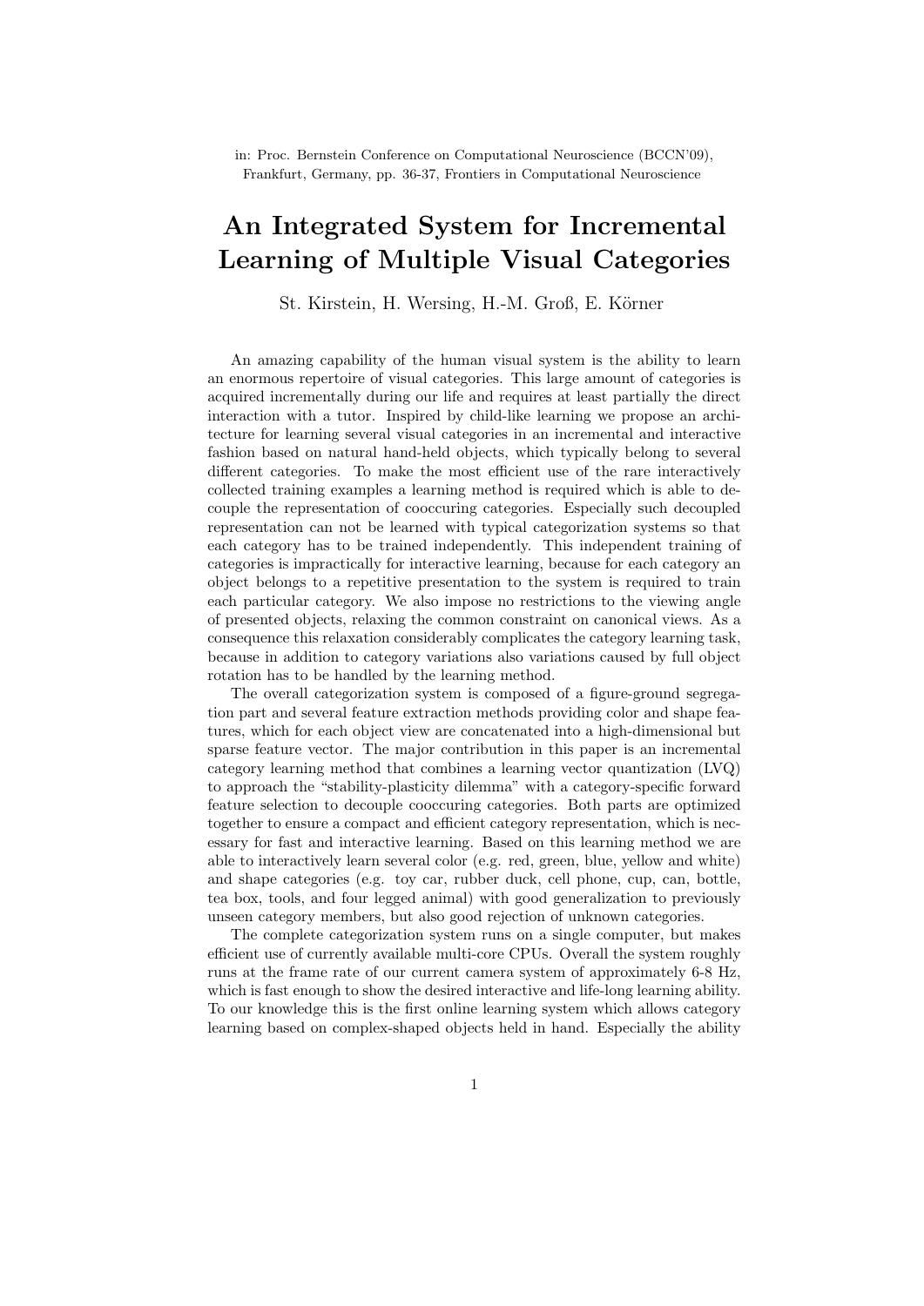in: Proc. Bernstein Conference on Computational Neuroscience (BCCN'09), Frankfurt, Germany, pp. 36-37, Frontiers in Computational Neuroscience

# An Integrated System for Incremental Learning of Multiple Visual Categories

St. Kirstein, H. Wersing, H.-M. Groß, E. Körner

An amazing capability of the human visual system is the ability to learn an enormous repertoire of visual categories. This large amount of categories is acquired incrementally during our life and requires at least partially the direct interaction with a tutor. Inspired by child-like learning we propose an architecture for learning several visual categories in an incremental and interactive fashion based on natural hand-held objects, which typically belong to several different categories. To make the most efficient use of the rare interactively collected training examples a learning method is required which is able to decouple the representation of cooccuring categories. Especially such decoupled representation can not be learned with typical categorization systems so that each category has to be trained independently. This independent training of categories is impractically for interactive learning, because for each category an object belongs to a repetitive presentation to the system is required to train each particular category. We also impose no restrictions to the viewing angle of presented objects, relaxing the common constraint on canonical views. As a consequence this relaxation considerably complicates the category learning task, because in addition to category variations also variations caused by full object rotation has to be handled by the learning method.

The overall categorization system is composed of a figure-ground segregation part and several feature extraction methods providing color and shape features, which for each object view are concatenated into a high-dimensional but sparse feature vector. The major contribution in this paper is an incremental category learning method that combines a learning vector quantization (LVQ) to approach the "stability-plasticity dilemma" with a category-specific forward feature selection to decouple cooccuring categories. Both parts are optimized together to ensure a compact and efficient category representation, which is necessary for fast and interactive learning. Based on this learning method we are able to interactively learn several color (e.g. red, green, blue, yellow and white) and shape categories (e.g. toy car, rubber duck, cell phone, cup, can, bottle, tea box, tools, and four legged animal) with good generalization to previously unseen category members, but also good rejection of unknown categories.

The complete categorization system runs on a single computer, but makes efficient use of currently available multi-core CPUs. Overall the system roughly runs at the frame rate of our current camera system of approximately 6-8 Hz, which is fast enough to show the desired interactive and life-long learning ability. To our knowledge this is the first online learning system which allows category learning based on complex-shaped objects held in hand. Especially the ability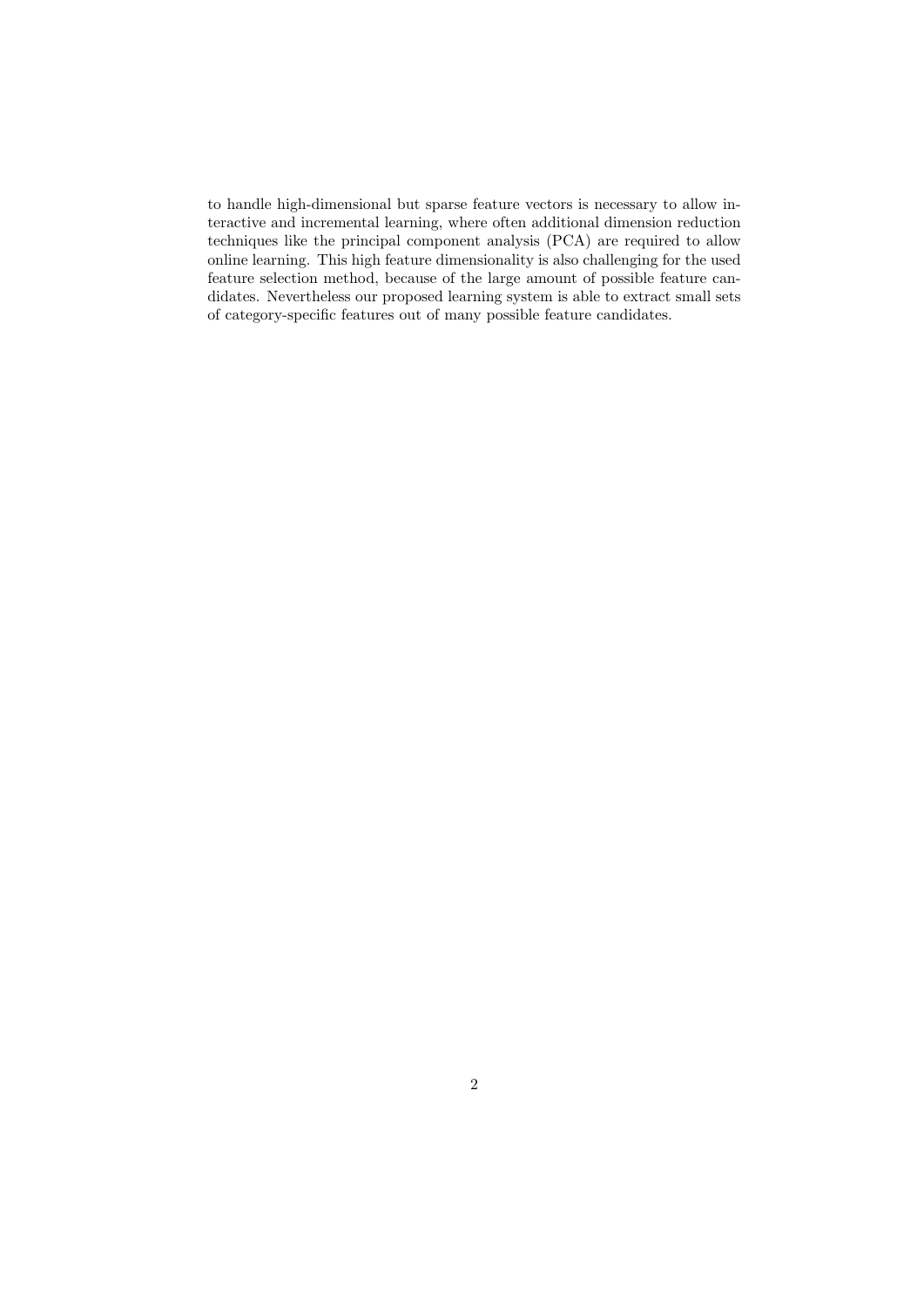to handle high-dimensional but sparse feature vectors is necessary to allow interactive and incremental learning, where often additional dimension reduction techniques like the principal component analysis (PCA) are required to allow online learning. This high feature dimensionality is also challenging for the used feature selection method, because of the large amount of possible feature candidates. Nevertheless our proposed learning system is able to extract small sets of category-specific features out of many possible feature candidates.